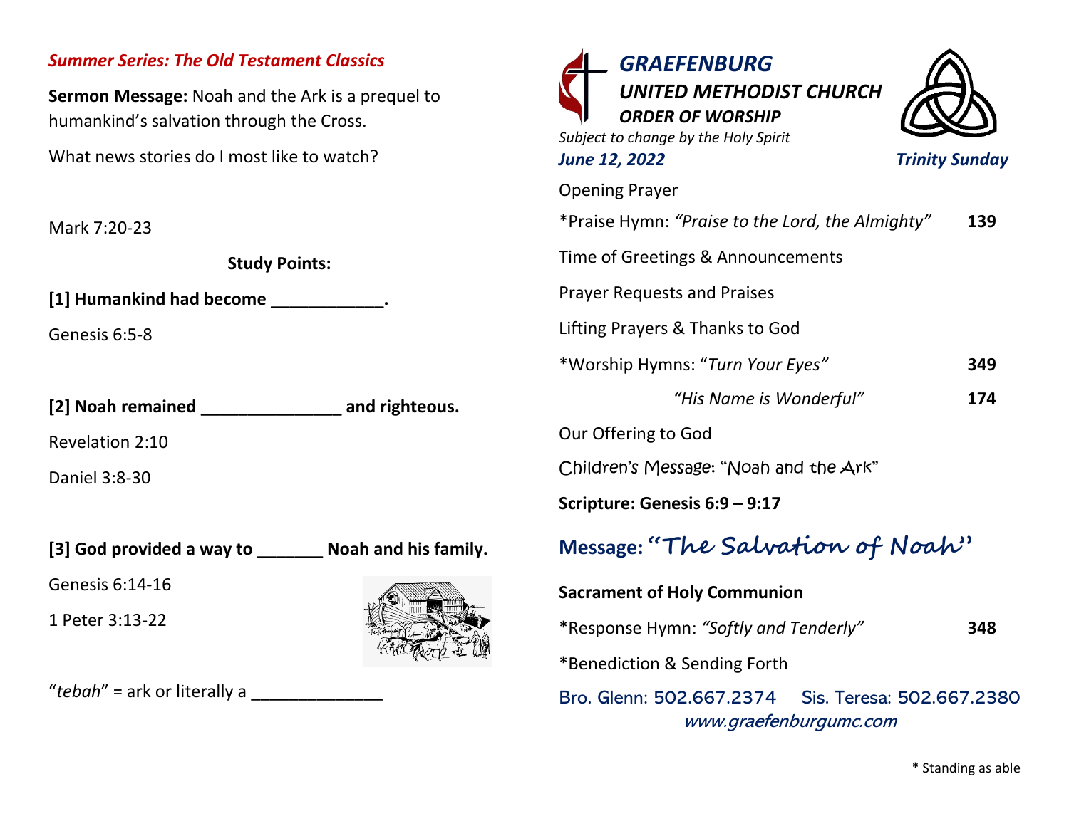*Summer Series: The Old Testament Classics*

**Sermon Message:** Noah and the Ark is a prequel to humankind's salvation through the Cross.

What news stories do I most like to watch?

Mark 7:20-23

**Study Points:**

**[1] Humankind had become ____________.**

Genesis 6:5-8

**[2] Noah remained _______________ and righteous.**

Revelation 2:10

Daniel 3:8-30

**[3] God provided a way to _______ Noah and his family.**

Genesis 6:14-16

1 Peter 3:13-22

"*tebah*" = ark or literally a ______________

# *GRAEFENBURG UNITED METHODIST CHURCH*

## *ORDER OF WORSHIP*

*Subject to change by the Holy Spirit*

***June 12, 2022*** ***Trinity Sunday***

Opening Prayer

*Praise Hymn: *"Praise to the Lord, the Almighty"* **139**

Time of Greetings & Announcements

Prayer Requests and Praises

Lifting Prayers & Thanks to God

*Worship Hymns: "*Turn Your Eyes*" **349**

*"His Name is Wonderful"* **174**

Our Offering to God

Children's Message: "Noah and the Ark"

**Scripture: Genesis 6:9 – 9:17**

**Message: "The Salvation of Noah"**

**Sacrament of Holy Communion**

*Response Hymn: *"Softly and Tenderly"* **348**

*Benediction & Sending Forth

Bro. Glenn: 502.667.2374 Sis. Teresa: 502.667.2380

*www.graefenburgumc.com*

\* Standing as able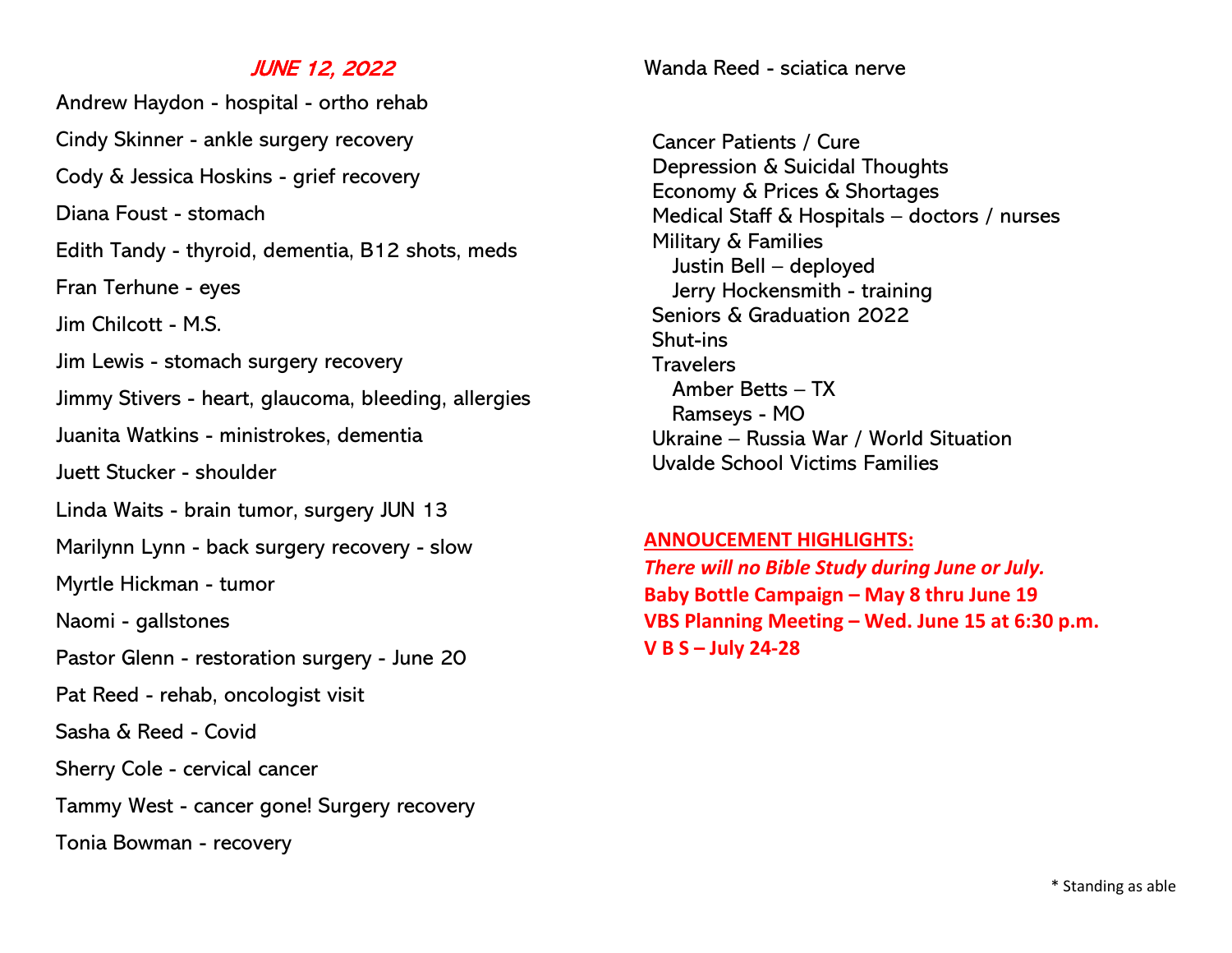## JUNE 12, 2022

Andrew Haydon - hospital - ortho rehab

Cindy Skinner - ankle surgery recovery

Cody & Jessica Hoskins - grief recovery

Diana Foust - stomach

Edith Tandy - thyroid, dementia, B12 shots, meds

Fran Terhune - eyes

Jim Chilcott - M.S.

Jim Lewis - stomach surgery recovery

Jimmy Stivers - heart, glaucoma, bleeding, allergies

Juanita Watkins - ministrokes, dementia

Juett Stucker - shoulder

Linda Waits - brain tumor, surgery JUN 13

Marilynn Lynn - back surgery recovery - slow

Myrtle Hickman - tumor

Naomi - gallstones

Pastor Glenn - restoration surgery - June 20

Pat Reed - rehab, oncologist visit

Sasha & Reed - Covid

Sherry Cole - cervical cancer

Tammy West - cancer gone! Surgery recovery

Tonia Bowman - recovery

Wanda Reed - sciatica nerve

Cancer Patients / Cure
Depression & Suicidal Thoughts
Economy & Prices & Shortages
Medical Staff & Hospitals – doctors / nurses
Military & Families
- Justin Bell – deployed
- Jerry Hockensmith - training

Seniors & Graduation 2022
Shut-ins
Travelers
- Amber Betts – TX
- Ramseys - MO

Ukraine – Russia War / World Situation
Uvalde School Victims Families

**ANNOUCEMENT HIGHLIGHTS:**

***There will no Bible Study during June or July.***

**Baby Bottle Campaign – May 8 thru June 19**

**VBS Planning Meeting – Wed. June 15 at 6:30 p.m.**

**V B S – July 24-28**

\* Standing as able